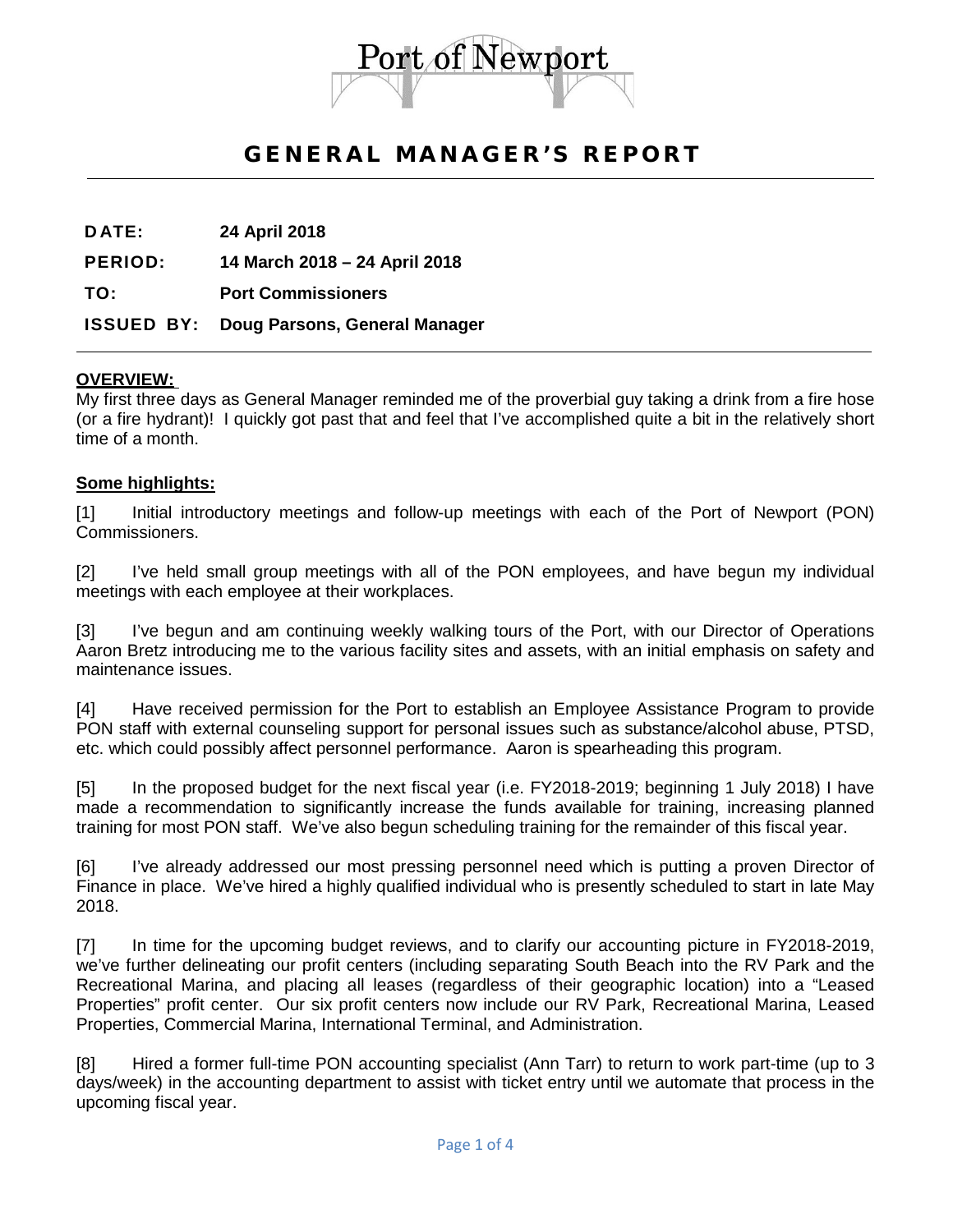Port of Newport

# GENERAL MANAGER'S REPORT

**DATE:** **24 April 2018**

**PERIOD:** **14 March 2018 – 24 April 2018**

**TO:** **Port Commissioners**

**ISSUED BY:** **Doug Parsons, General Manager**

## OVERVIEW:

My first three days as General Manager reminded me of the proverbial guy taking a drink from a fire hose (or a fire hydrant)! I quickly got past that and feel that I've accomplished quite a bit in the relatively short time of a month.

## Some highlights:

[1] Initial introductory meetings and follow-up meetings with each of the Port of Newport (PON) Commissioners.

[2] I've held small group meetings with all of the PON employees, and have begun my individual meetings with each employee at their workplaces.

[3] I've begun and am continuing weekly walking tours of the Port, with our Director of Operations Aaron Bretz introducing me to the various facility sites and assets, with an initial emphasis on safety and maintenance issues.

[4] Have received permission for the Port to establish an Employee Assistance Program to provide PON staff with external counseling support for personal issues such as substance/alcohol abuse, PTSD, etc. which could possibly affect personnel performance. Aaron is spearheading this program.

[5] In the proposed budget for the next fiscal year (i.e. FY2018-2019; beginning 1 July 2018) I have made a recommendation to significantly increase the funds available for training, increasing planned training for most PON staff. We've also begun scheduling training for the remainder of this fiscal year.

[6] I've already addressed our most pressing personnel need which is putting a proven Director of Finance in place. We've hired a highly qualified individual who is presently scheduled to start in late May 2018.

[7] In time for the upcoming budget reviews, and to clarify our accounting picture in FY2018-2019, we've further delineating our profit centers (including separating South Beach into the RV Park and the Recreational Marina, and placing all leases (regardless of their geographic location) into a "Leased Properties" profit center. Our six profit centers now include our RV Park, Recreational Marina, Leased Properties, Commercial Marina, International Terminal, and Administration.

[8] Hired a former full-time PON accounting specialist (Ann Tarr) to return to work part-time (up to 3 days/week) in the accounting department to assist with ticket entry until we automate that process in the upcoming fiscal year.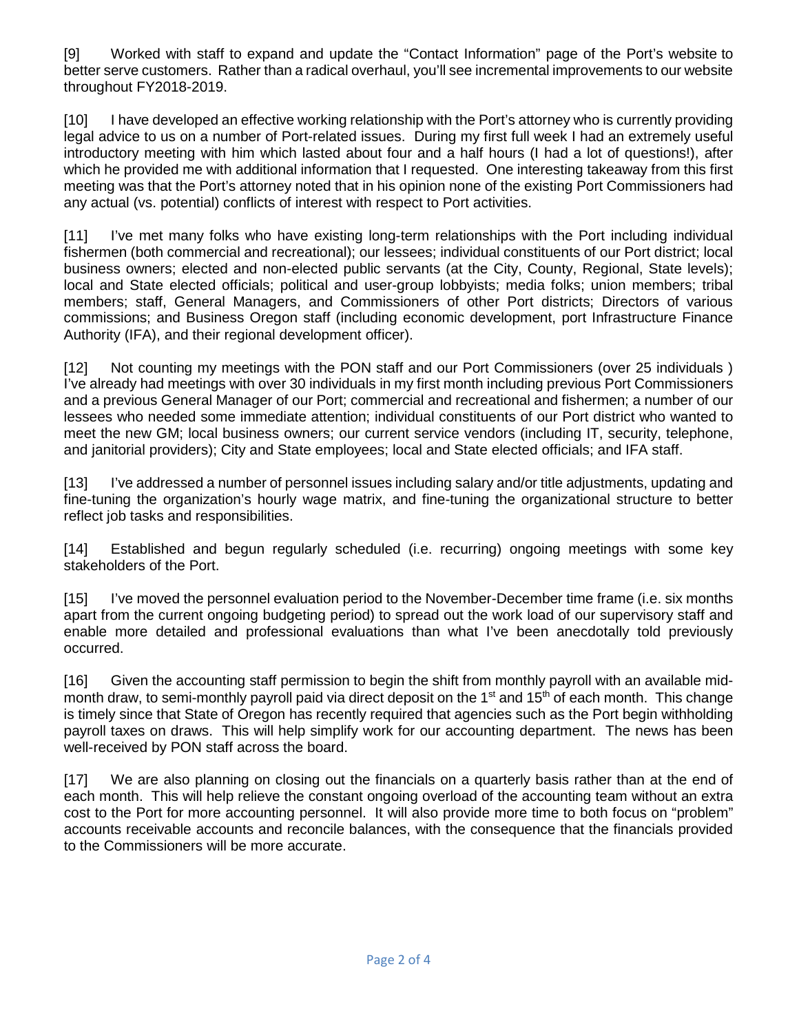[9] Worked with staff to expand and update the "Contact Information" page of the Port's website to better serve customers. Rather than a radical overhaul, you'll see incremental improvements to our website throughout FY2018-2019.

[10] I have developed an effective working relationship with the Port's attorney who is currently providing legal advice to us on a number of Port-related issues. During my first full week I had an extremely useful introductory meeting with him which lasted about four and a half hours (I had a lot of questions!), after which he provided me with additional information that I requested. One interesting takeaway from this first meeting was that the Port's attorney noted that in his opinion none of the existing Port Commissioners had any actual (vs. potential) conflicts of interest with respect to Port activities.

[11] I've met many folks who have existing long-term relationships with the Port including individual fishermen (both commercial and recreational); our lessees; individual constituents of our Port district; local business owners; elected and non-elected public servants (at the City, County, Regional, State levels); local and State elected officials; political and user-group lobbyists; media folks; union members; tribal members; staff, General Managers, and Commissioners of other Port districts; Directors of various commissions; and Business Oregon staff (including economic development, port Infrastructure Finance Authority (IFA), and their regional development officer).

[12] Not counting my meetings with the PON staff and our Port Commissioners (over 25 individuals ) I've already had meetings with over 30 individuals in my first month including previous Port Commissioners and a previous General Manager of our Port; commercial and recreational and fishermen; a number of our lessees who needed some immediate attention; individual constituents of our Port district who wanted to meet the new GM; local business owners; our current service vendors (including IT, security, telephone, and janitorial providers); City and State employees; local and State elected officials; and IFA staff.

[13] I've addressed a number of personnel issues including salary and/or title adjustments, updating and fine-tuning the organization's hourly wage matrix, and fine-tuning the organizational structure to better reflect job tasks and responsibilities.

[14] Established and begun regularly scheduled (i.e. recurring) ongoing meetings with some key stakeholders of the Port.

[15] I've moved the personnel evaluation period to the November-December time frame (i.e. six months apart from the current ongoing budgeting period) to spread out the work load of our supervisory staff and enable more detailed and professional evaluations than what I've been anecdotally told previously occurred.

[16] Given the accounting staff permission to begin the shift from monthly payroll with an available mid-month draw, to semi-monthly payroll paid via direct deposit on the 1st and 15th of each month. This change is timely since that State of Oregon has recently required that agencies such as the Port begin withholding payroll taxes on draws. This will help simplify work for our accounting department. The news has been well-received by PON staff across the board.

[17] We are also planning on closing out the financials on a quarterly basis rather than at the end of each month. This will help relieve the constant ongoing overload of the accounting team without an extra cost to the Port for more accounting personnel. It will also provide more time to both focus on "problem" accounts receivable accounts and reconcile balances, with the consequence that the financials provided to the Commissioners will be more accurate.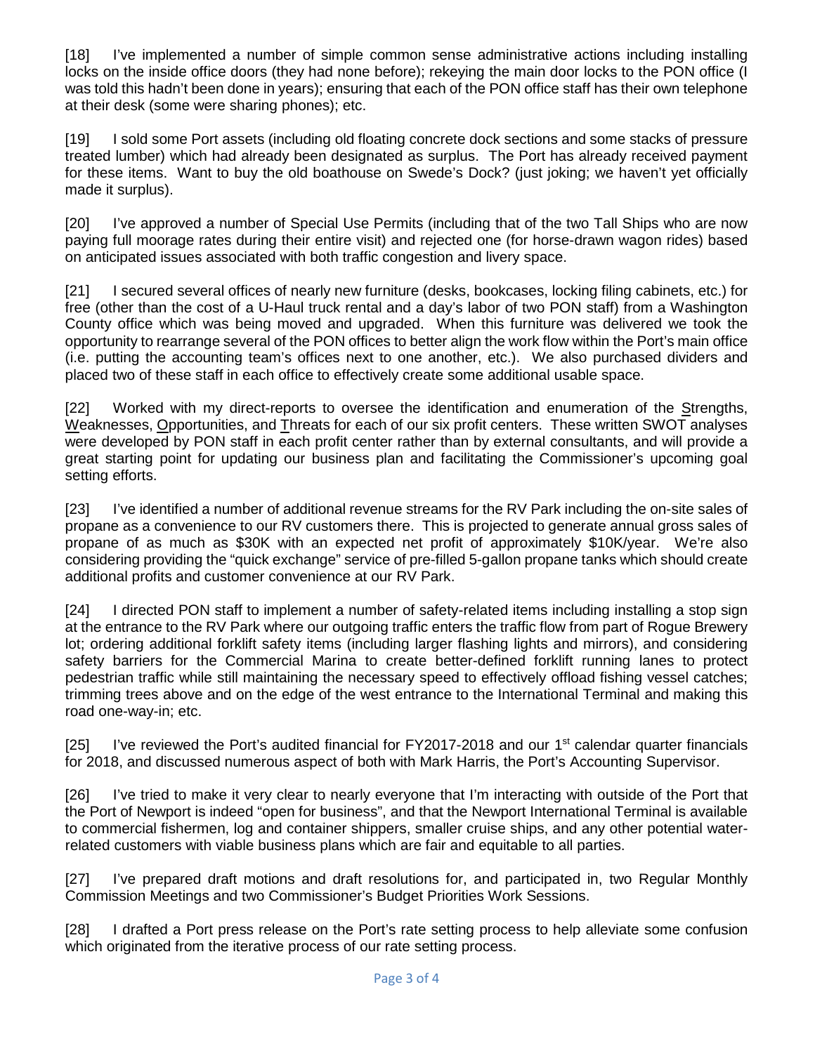[18] I've implemented a number of simple common sense administrative actions including installing locks on the inside office doors (they had none before); rekeying the main door locks to the PON office (I was told this hadn't been done in years); ensuring that each of the PON office staff has their own telephone at their desk (some were sharing phones); etc.

[19] I sold some Port assets (including old floating concrete dock sections and some stacks of pressure treated lumber) which had already been designated as surplus. The Port has already received payment for these items. Want to buy the old boathouse on Swede's Dock? (just joking; we haven't yet officially made it surplus).

[20] I've approved a number of Special Use Permits (including that of the two Tall Ships who are now paying full moorage rates during their entire visit) and rejected one (for horse-drawn wagon rides) based on anticipated issues associated with both traffic congestion and livery space.

[21] I secured several offices of nearly new furniture (desks, bookcases, locking filing cabinets, etc.) for free (other than the cost of a U-Haul truck rental and a day's labor of two PON staff) from a Washington County office which was being moved and upgraded. When this furniture was delivered we took the opportunity to rearrange several of the PON offices to better align the work flow within the Port's main office (i.e. putting the accounting team's offices next to one another, etc.). We also purchased dividers and placed two of these staff in each office to effectively create some additional usable space.

[22] Worked with my direct-reports to oversee the identification and enumeration of the <u>S</u>trengths, <u>W</u>eaknesses, <u>O</u>pportunities, and <u>T</u>hreats for each of our six profit centers. These written SWOT analyses were developed by PON staff in each profit center rather than by external consultants, and will provide a great starting point for updating our business plan and facilitating the Commissioner's upcoming goal setting efforts.

[23] I've identified a number of additional revenue streams for the RV Park including the on-site sales of propane as a convenience to our RV customers there. This is projected to generate annual gross sales of propane of as much as $30K with an expected net profit of approximately $10K/year. We're also considering providing the "quick exchange" service of pre-filled 5-gallon propane tanks which should create additional profits and customer convenience at our RV Park.

[24] I directed PON staff to implement a number of safety-related items including installing a stop sign at the entrance to the RV Park where our outgoing traffic enters the traffic flow from part of Rogue Brewery lot; ordering additional forklift safety items (including larger flashing lights and mirrors), and considering safety barriers for the Commercial Marina to create better-defined forklift running lanes to protect pedestrian traffic while still maintaining the necessary speed to effectively offload fishing vessel catches; trimming trees above and on the edge of the west entrance to the International Terminal and making this road one-way-in; etc.

[25] I've reviewed the Port's audited financial for FY2017-2018 and our 1st calendar quarter financials for 2018, and discussed numerous aspect of both with Mark Harris, the Port's Accounting Supervisor.

[26] I've tried to make it very clear to nearly everyone that I'm interacting with outside of the Port that the Port of Newport is indeed "open for business", and that the Newport International Terminal is available to commercial fishermen, log and container shippers, smaller cruise ships, and any other potential water-related customers with viable business plans which are fair and equitable to all parties.

[27] I've prepared draft motions and draft resolutions for, and participated in, two Regular Monthly Commission Meetings and two Commissioner's Budget Priorities Work Sessions.

[28] I drafted a Port press release on the Port's rate setting process to help alleviate some confusion which originated from the iterative process of our rate setting process.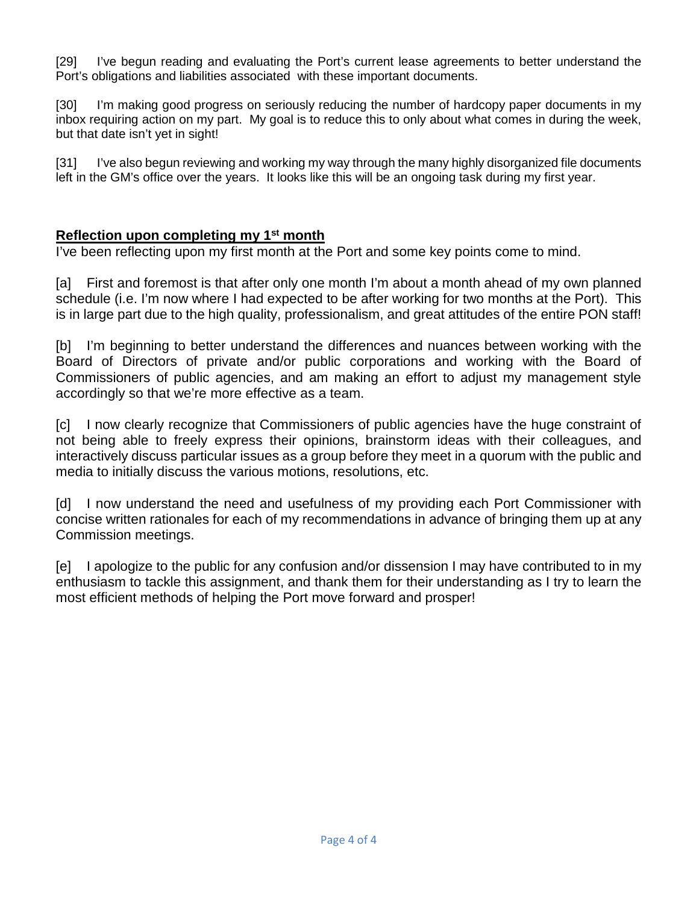[29] I've begun reading and evaluating the Port's current lease agreements to better understand the Port's obligations and liabilities associated with these important documents.

[30] I'm making good progress on seriously reducing the number of hardcopy paper documents in my inbox requiring action on my part. My goal is to reduce this to only about what comes in during the week, but that date isn't yet in sight!

[31] I've also begun reviewing and working my way through the many highly disorganized file documents left in the GM's office over the years. It looks like this will be an ongoing task during my first year.

## **Reflection upon completing my 1st month**

I've been reflecting upon my first month at the Port and some key points come to mind.

[a] First and foremost is that after only one month I'm about a month ahead of my own planned schedule (i.e. I'm now where I had expected to be after working for two months at the Port). This is in large part due to the high quality, professionalism, and great attitudes of the entire PON staff!

[b] I'm beginning to better understand the differences and nuances between working with the Board of Directors of private and/or public corporations and working with the Board of Commissioners of public agencies, and am making an effort to adjust my management style accordingly so that we're more effective as a team.

[c] I now clearly recognize that Commissioners of public agencies have the huge constraint of not being able to freely express their opinions, brainstorm ideas with their colleagues, and interactively discuss particular issues as a group before they meet in a quorum with the public and media to initially discuss the various motions, resolutions, etc.

[d] I now understand the need and usefulness of my providing each Port Commissioner with concise written rationales for each of my recommendations in advance of bringing them up at any Commission meetings.

[e] I apologize to the public for any confusion and/or dissension I may have contributed to in my enthusiasm to tackle this assignment, and thank them for their understanding as I try to learn the most efficient methods of helping the Port move forward and prosper!